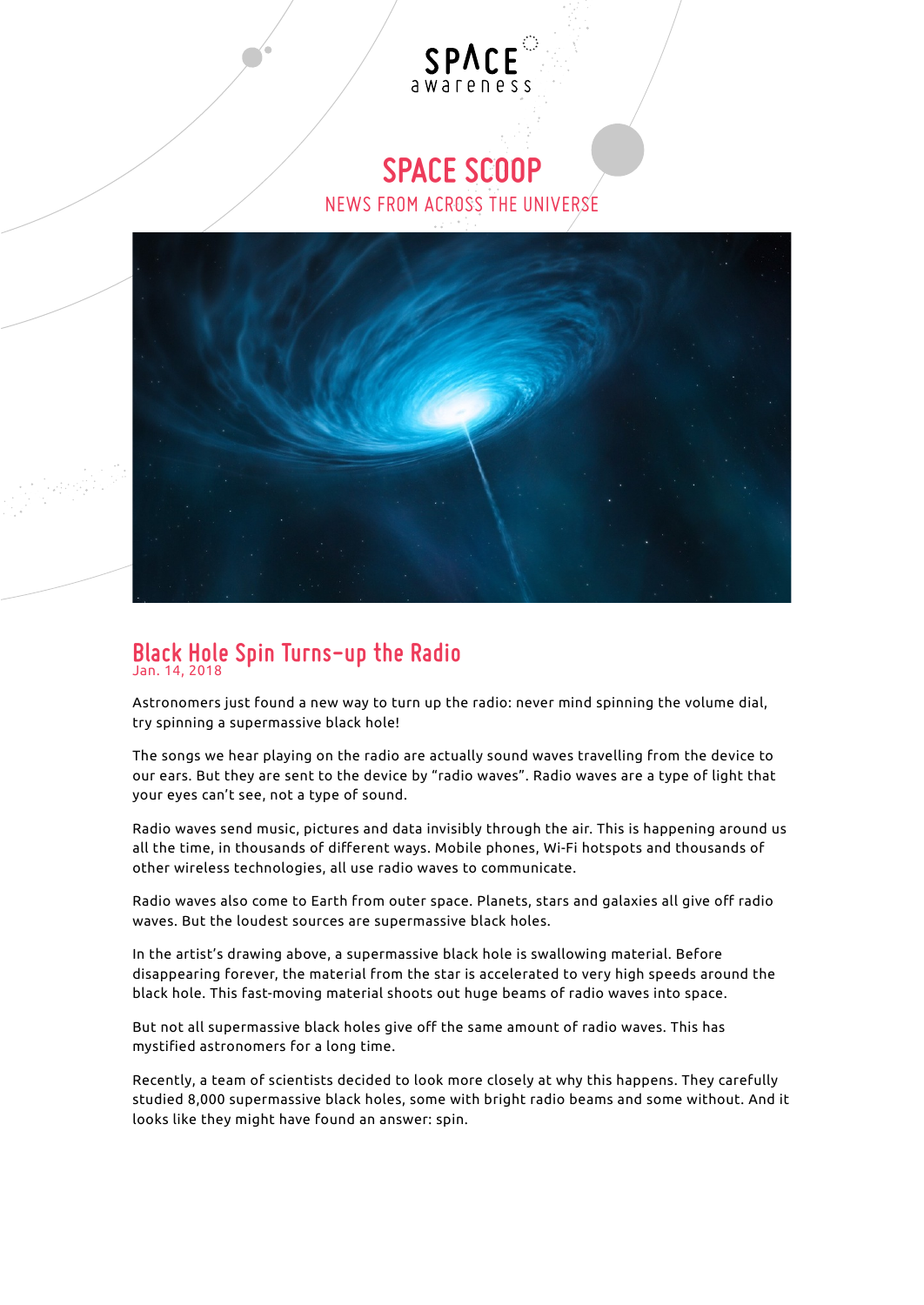SPACE awareness

# SPACE SCOOP

NEWS FROM ACROSS THE UNIVERSE

## Black Hole Spin Turns-up the Radio

Jan. 14, 2018

Astronomers just found a new way to turn up the radio: never mind spinning the volume dial, try spinning a supermassive black hole!

The songs we hear playing on the radio are actually sound waves travelling from the device to our ears. But they are sent to the device by "radio waves". Radio waves are a type of light that your eyes can't see, not a type of sound.

Radio waves send music, pictures and data invisibly through the air. This is happening around us all the time, in thousands of different ways. Mobile phones, Wi-Fi hotspots and thousands of other wireless technologies, all use radio waves to communicate.

Radio waves also come to Earth from outer space. Planets, stars and galaxies all give off radio waves. But the loudest sources are supermassive black holes.

In the artist's drawing above, a supermassive black hole is swallowing material. Before disappearing forever, the material from the star is accelerated to very high speeds around the black hole. This fast-moving material shoots out huge beams of radio waves into space.

But not all supermassive black holes give off the same amount of radio waves. This has mystified astronomers for a long time.

Recently, a team of scientists decided to look more closely at why this happens. They carefully studied 8,000 supermassive black holes, some with bright radio beams and some without. And it looks like they might have found an answer: spin.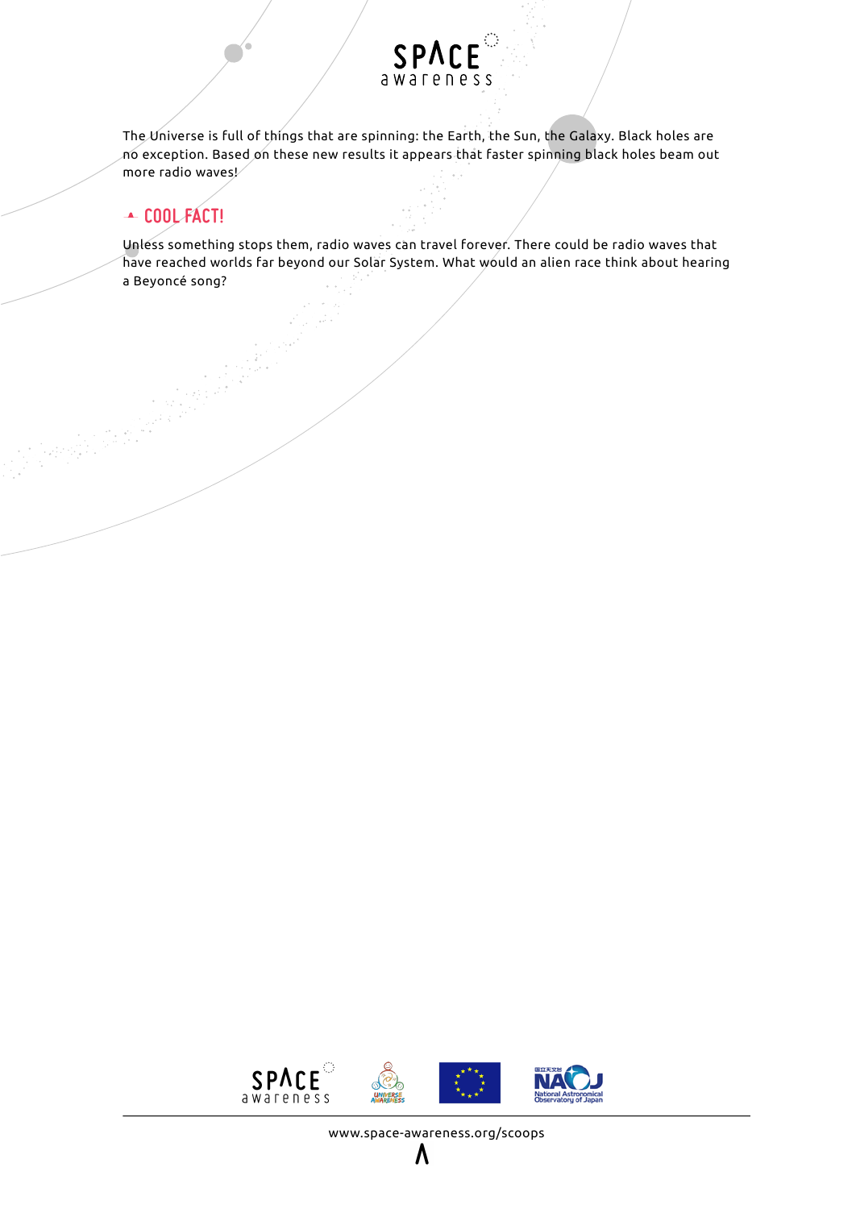The Universe is full of things that are spinning: the Earth, the Sun, the Galaxy. Black holes are no exception. Based on these new results it appears that faster spinning black holes beam out more radio waves!

## COOL FACT!

Unless something stops them, radio waves can travel forever. There could be radio waves that have reached worlds far beyond our Solar System. What would an alien race think about hearing a Beyoncé song?